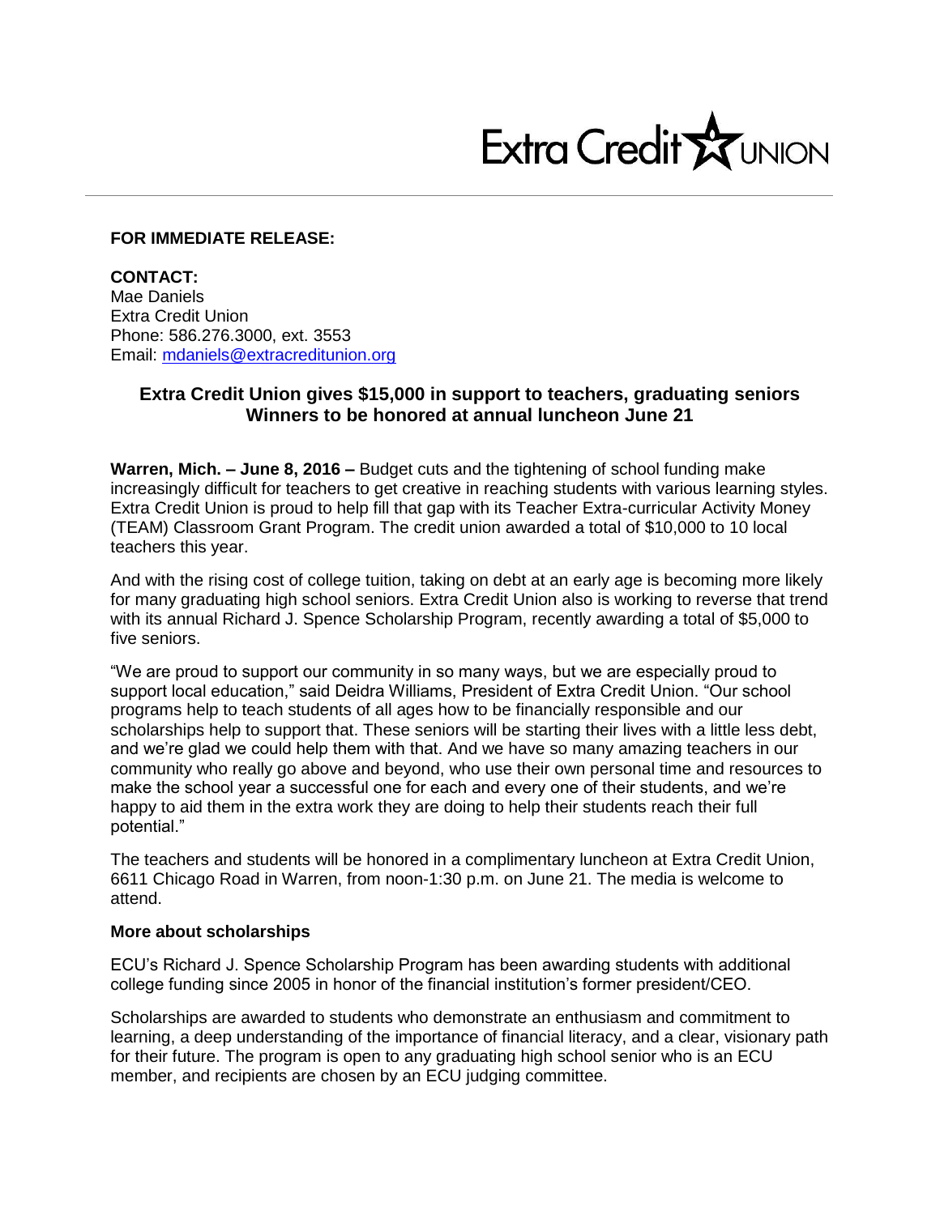Extra Credit UNION

**FOR IMMEDIATE RELEASE:**

**CONTACT:**
Mae Daniels
Extra Credit Union
Phone: 586.276.3000, ext. 3553
Email: mdaniels@extracreditunion.org

## Extra Credit Union gives $15,000 in support to teachers, graduating seniors
## Winners to be honored at annual luncheon June 21

**Warren, Mich. – June 8, 2016 –** Budget cuts and the tightening of school funding make increasingly difficult for teachers to get creative in reaching students with various learning styles. Extra Credit Union is proud to help fill that gap with its Teacher Extra-curricular Activity Money (TEAM) Classroom Grant Program. The credit union awarded a total of $10,000 to 10 local teachers this year.

And with the rising cost of college tuition, taking on debt at an early age is becoming more likely for many graduating high school seniors. Extra Credit Union also is working to reverse that trend with its annual Richard J. Spence Scholarship Program, recently awarding a total of $5,000 to five seniors.

"We are proud to support our community in so many ways, but we are especially proud to support local education," said Deidra Williams, President of Extra Credit Union. "Our school programs help to teach students of all ages how to be financially responsible and our scholarships help to support that. These seniors will be starting their lives with a little less debt, and we're glad we could help them with that. And we have so many amazing teachers in our community who really go above and beyond, who use their own personal time and resources to make the school year a successful one for each and every one of their students, and we're happy to aid them in the extra work they are doing to help their students reach their full potential."

The teachers and students will be honored in a complimentary luncheon at Extra Credit Union, 6611 Chicago Road in Warren, from noon-1:30 p.m. on June 21. The media is welcome to attend.

**More about scholarships**

ECU's Richard J. Spence Scholarship Program has been awarding students with additional college funding since 2005 in honor of the financial institution's former president/CEO.

Scholarships are awarded to students who demonstrate an enthusiasm and commitment to learning, a deep understanding of the importance of financial literacy, and a clear, visionary path for their future. The program is open to any graduating high school senior who is an ECU member, and recipients are chosen by an ECU judging committee.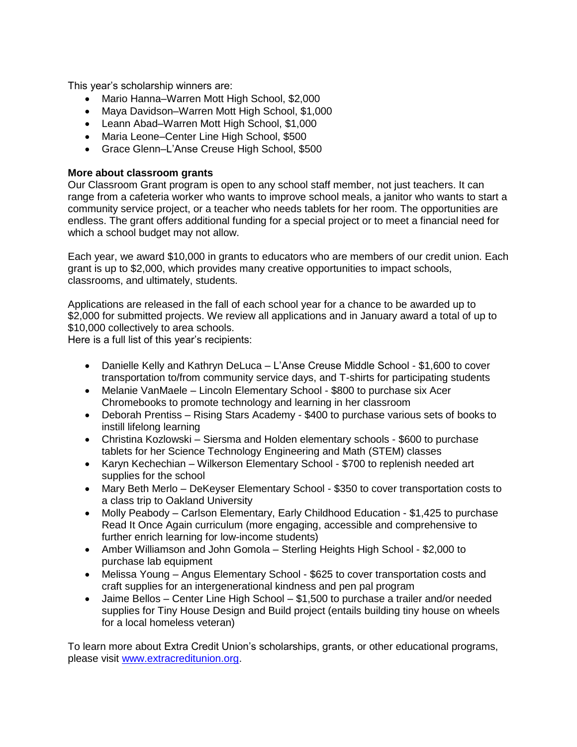This year's scholarship winners are:

- Mario Hanna–Warren Mott High School, $2,000
- Maya Davidson–Warren Mott High School, $1,000
- Leann Abad–Warren Mott High School, $1,000
- Maria Leone–Center Line High School, $500
- Grace Glenn–L'Anse Creuse High School, $500

**More about classroom grants**

Our Classroom Grant program is open to any school staff member, not just teachers. It can range from a cafeteria worker who wants to improve school meals, a janitor who wants to start a community service project, or a teacher who needs tablets for her room. The opportunities are endless. The grant offers additional funding for a special project or to meet a financial need for which a school budget may not allow.

Each year, we award $10,000 in grants to educators who are members of our credit union. Each grant is up to $2,000, which provides many creative opportunities to impact schools, classrooms, and ultimately, students.

Applications are released in the fall of each school year for a chance to be awarded up to $2,000 for submitted projects. We review all applications and in January award a total of up to $10,000 collectively to area schools.
Here is a full list of this year's recipients:

- Danielle Kelly and Kathryn DeLuca – L'Anse Creuse Middle School - $1,600 to cover transportation to/from community service days, and T-shirts for participating students
- Melanie VanMaele – Lincoln Elementary School - $800 to purchase six Acer Chromebooks to promote technology and learning in her classroom
- Deborah Prentiss – Rising Stars Academy - $400 to purchase various sets of books to instill lifelong learning
- Christina Kozlowski – Siersma and Holden elementary schools - $600 to purchase tablets for her Science Technology Engineering and Math (STEM) classes
- Karyn Kechechian – Wilkerson Elementary School - $700 to replenish needed art supplies for the school
- Mary Beth Merlo – DeKeyser Elementary School - $350 to cover transportation costs to a class trip to Oakland University
- Molly Peabody – Carlson Elementary, Early Childhood Education - $1,425 to purchase Read It Once Again curriculum (more engaging, accessible and comprehensive to further enrich learning for low-income students)
- Amber Williamson and John Gomola – Sterling Heights High School - $2,000 to purchase lab equipment
- Melissa Young – Angus Elementary School - $625 to cover transportation costs and craft supplies for an intergenerational kindness and pen pal program
- Jaime Bellos – Center Line High School – $1,500 to purchase a trailer and/or needed supplies for Tiny House Design and Build project (entails building tiny house on wheels for a local homeless veteran)

To learn more about Extra Credit Union's scholarships, grants, or other educational programs, please visit [www.extracreditunion.org](www.extracreditunion.org).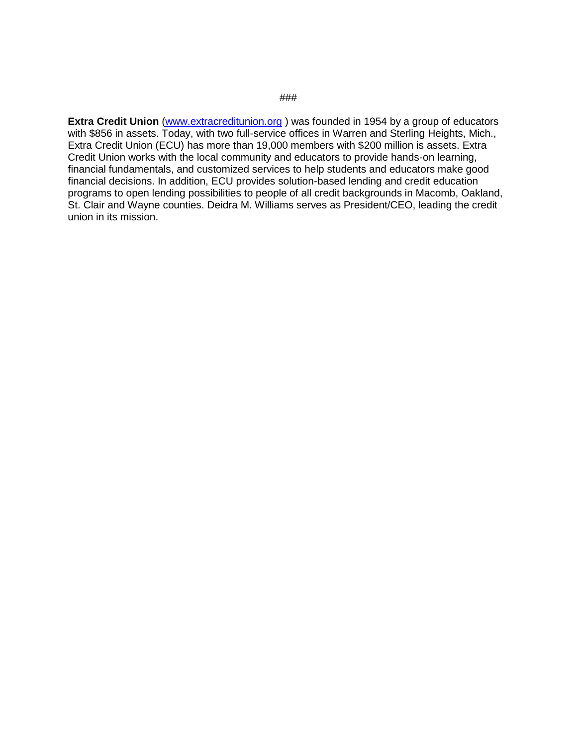###

**Extra Credit Union** (www.extracreditunion.org ) was founded in 1954 by a group of educators with $856 in assets. Today, with two full-service offices in Warren and Sterling Heights, Mich., Extra Credit Union (ECU) has more than 19,000 members with $200 million is assets. Extra Credit Union works with the local community and educators to provide hands-on learning, financial fundamentals, and customized services to help students and educators make good financial decisions. In addition, ECU provides solution-based lending and credit education programs to open lending possibilities to people of all credit backgrounds in Macomb, Oakland, St. Clair and Wayne counties. Deidra M. Williams serves as President/CEO, leading the credit union in its mission.